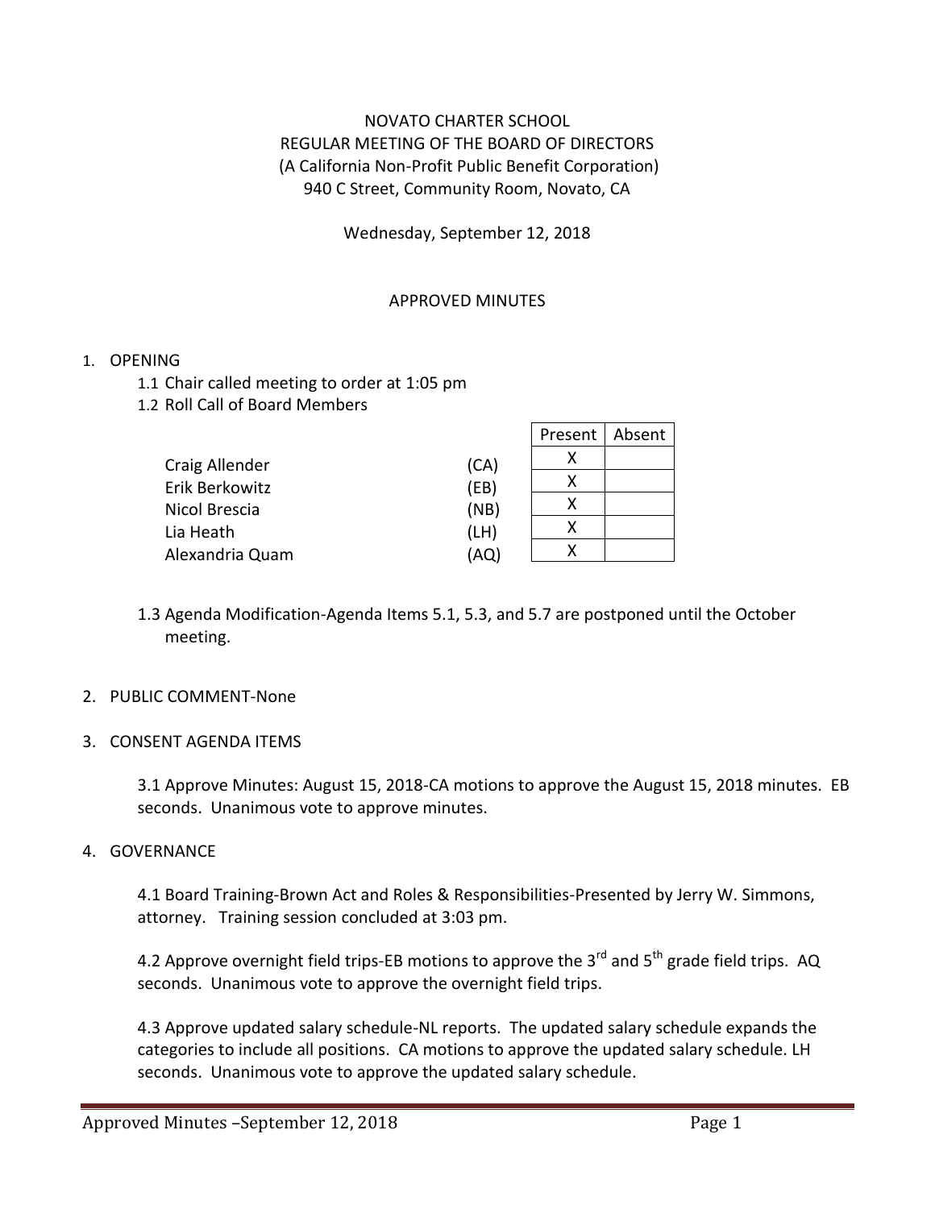NOVATO CHARTER SCHOOL
REGULAR MEETING OF THE BOARD OF DIRECTORS
(A California Non-Profit Public Benefit Corporation)
940 C Street, Community Room, Novato, CA

Wednesday, September 12, 2018

APPROVED MINUTES

1. OPENING
   1.1 Chair called meeting to order at 1:05 pm
   1.2 Roll Call of Board Members

| | | Present | Absent |
|---|---|---|---|
| Craig Allender | (CA) | X | |
| Erik Berkowitz | (EB) | X | |
| Nicol Brescia | (NB) | X | |
| Lia Heath | (LH) | X | |
| Alexandria Quam | (AQ) | X | |

   1.3 Agenda Modification-Agenda Items 5.1, 5.3, and 5.7 are postponed until the October meeting.

2. PUBLIC COMMENT-None

3. CONSENT AGENDA ITEMS

   3.1 Approve Minutes: August 15, 2018-CA motions to approve the August 15, 2018 minutes. EB seconds. Unanimous vote to approve minutes.

4. GOVERNANCE

   4.1 Board Training-Brown Act and Roles & Responsibilities-Presented by Jerry W. Simmons, attorney. Training session concluded at 3:03 pm.

   4.2 Approve overnight field trips-EB motions to approve the 3rd and 5th grade field trips. AQ seconds. Unanimous vote to approve the overnight field trips.

   4.3 Approve updated salary schedule-NL reports. The updated salary schedule expands the categories to include all positions. CA motions to approve the updated salary schedule. LH seconds. Unanimous vote to approve the updated salary schedule.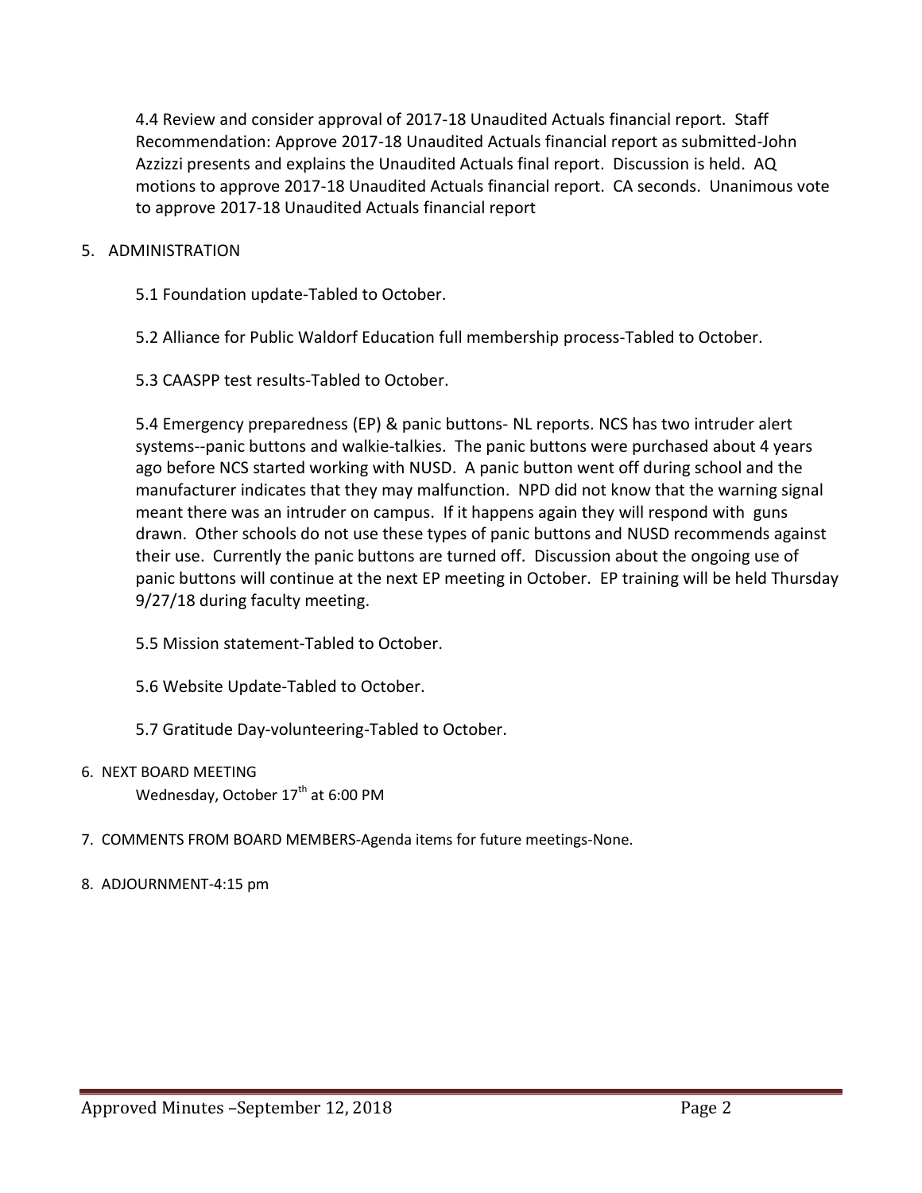4.4 Review and consider approval of 2017-18 Unaudited Actuals financial report. Staff Recommendation: Approve 2017-18 Unaudited Actuals financial report as submitted-John Azzizzi presents and explains the Unaudited Actuals final report. Discussion is held. AQ motions to approve 2017-18 Unaudited Actuals financial report. CA seconds. Unanimous vote to approve 2017-18 Unaudited Actuals financial report

5. ADMINISTRATION

   5.1 Foundation update-Tabled to October.

   5.2 Alliance for Public Waldorf Education full membership process-Tabled to October.

   5.3 CAASPP test results-Tabled to October.

   5.4 Emergency preparedness (EP) & panic buttons- NL reports. NCS has two intruder alert systems--panic buttons and walkie-talkies. The panic buttons were purchased about 4 years ago before NCS started working with NUSD. A panic button went off during school and the manufacturer indicates that they may malfunction. NPD did not know that the warning signal meant there was an intruder on campus. If it happens again they will respond with guns drawn. Other schools do not use these types of panic buttons and NUSD recommends against their use. Currently the panic buttons are turned off. Discussion about the ongoing use of panic buttons will continue at the next EP meeting in October. EP training will be held Thursday 9/27/18 during faculty meeting.

   5.5 Mission statement-Tabled to October.

   5.6 Website Update-Tabled to October.

   5.7 Gratitude Day-volunteering-Tabled to October.

6. NEXT BOARD MEETING
   Wednesday, October 17th at 6:00 PM

7. COMMENTS FROM BOARD MEMBERS-Agenda items for future meetings-None.

8. ADJOURNMENT-4:15 pm